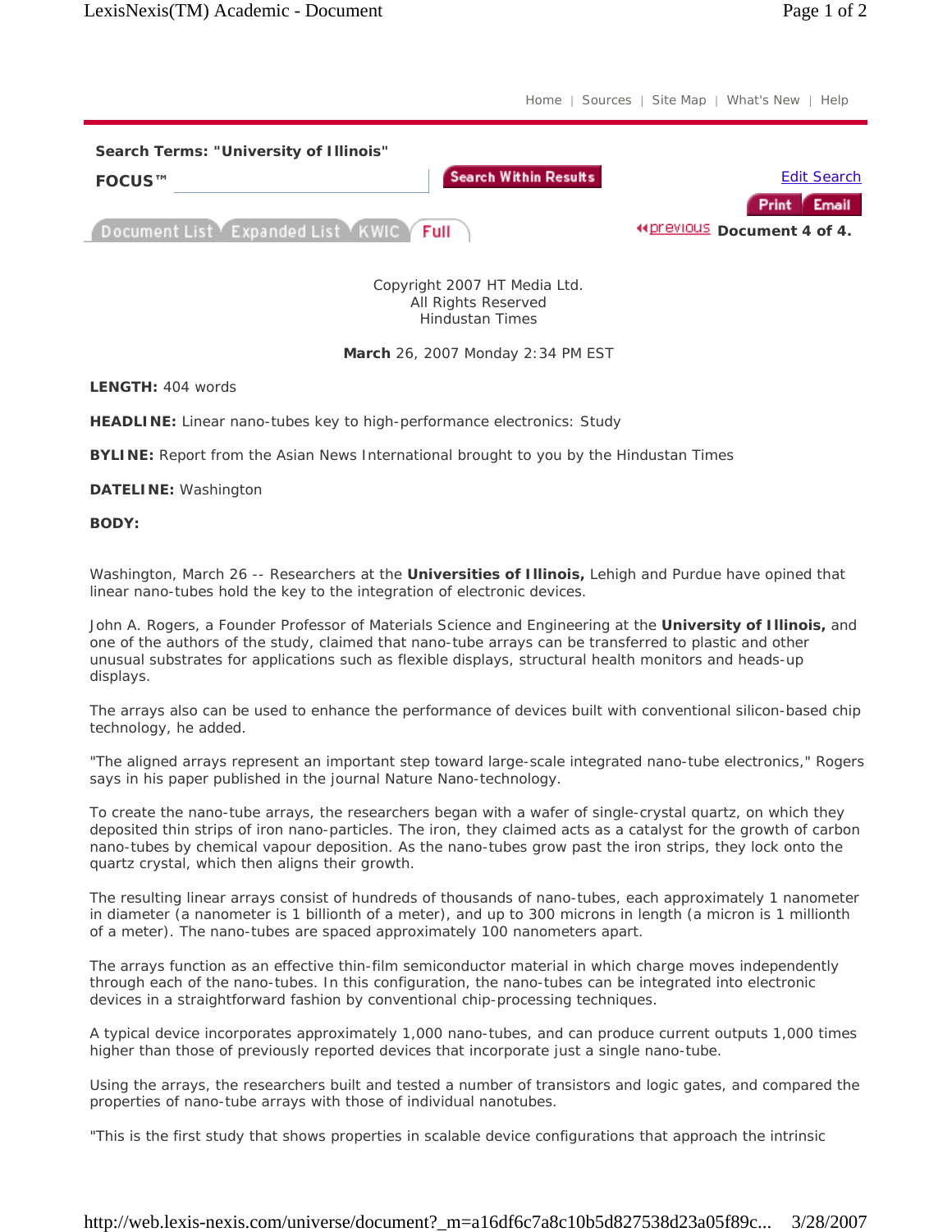Home | Sources | Site Map | What's New | Help

**Search Terms: "University of Illinois"**

**FOCUS™** Search Within Results

Edit Search

Print Email

Document List | Expanded List | KWIC | Full

previous **Document 4 of 4.**

Copyright 2007 HT Media Ltd.
All Rights Reserved
Hindustan Times

**March** 26, 2007 Monday 2:34 PM EST

**LENGTH:** 404 words

**HEADLINE:** Linear nano-tubes key to high-performance electronics: Study

**BYLINE:** Report from the Asian News International brought to you by the Hindustan Times

**DATELINE:** Washington

**BODY:**

Washington, March 26 -- Researchers at the **Universities of Illinois,** Lehigh and Purdue have opined that linear nano-tubes hold the key to the integration of electronic devices.

John A. Rogers, a Founder Professor of Materials Science and Engineering at the **University of Illinois,** and one of the authors of the study, claimed that nano-tube arrays can be transferred to plastic and other unusual substrates for applications such as flexible displays, structural health monitors and heads-up displays.

The arrays also can be used to enhance the performance of devices built with conventional silicon-based chip technology, he added.

"The aligned arrays represent an important step toward large-scale integrated nano-tube electronics," Rogers says in his paper published in the journal Nature Nano-technology.

To create the nano-tube arrays, the researchers began with a wafer of single-crystal quartz, on which they deposited thin strips of iron nano-particles. The iron, they claimed acts as a catalyst for the growth of carbon nano-tubes by chemical vapour deposition. As the nano-tubes grow past the iron strips, they lock onto the quartz crystal, which then aligns their growth.

The resulting linear arrays consist of hundreds of thousands of nano-tubes, each approximately 1 nanometer in diameter (a nanometer is 1 billionth of a meter), and up to 300 microns in length (a micron is 1 millionth of a meter). The nano-tubes are spaced approximately 100 nanometers apart.

The arrays function as an effective thin-film semiconductor material in which charge moves independently through each of the nano-tubes. In this configuration, the nano-tubes can be integrated into electronic devices in a straightforward fashion by conventional chip-processing techniques.

A typical device incorporates approximately 1,000 nano-tubes, and can produce current outputs 1,000 times higher than those of previously reported devices that incorporate just a single nano-tube.

Using the arrays, the researchers built and tested a number of transistors and logic gates, and compared the properties of nano-tube arrays with those of individual nanotubes.

"This is the first study that shows properties in scalable device configurations that approach the intrinsic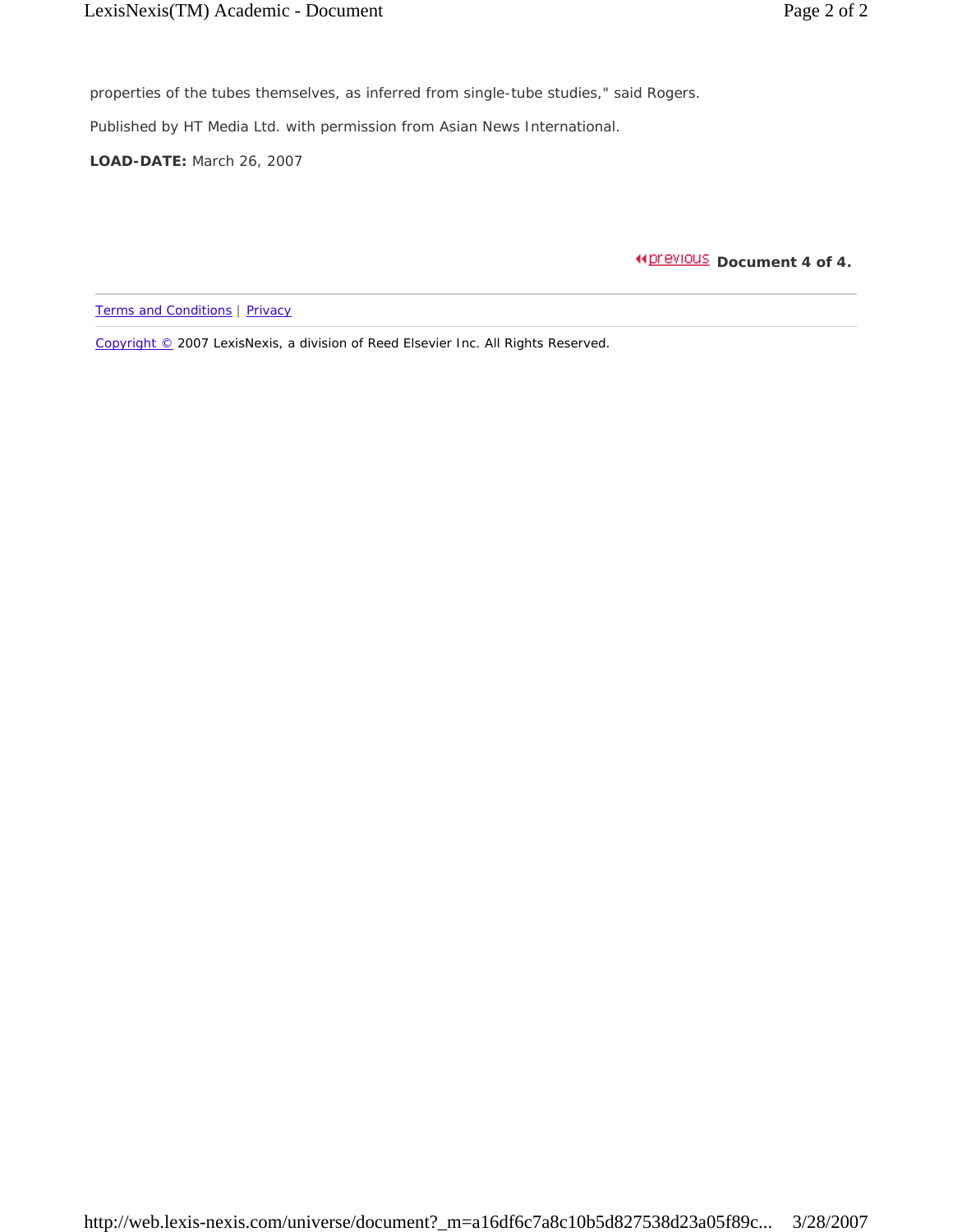properties of the tubes themselves, as inferred from single-tube studies," said Rogers.

Published by HT Media Ltd. with permission from Asian News International.

**LOAD-DATE:** March 26, 2007

previous **Document 4 of 4.**

Terms and Conditions | Privacy

Copyright © 2007 LexisNexis, a division of Reed Elsevier Inc. All Rights Reserved.